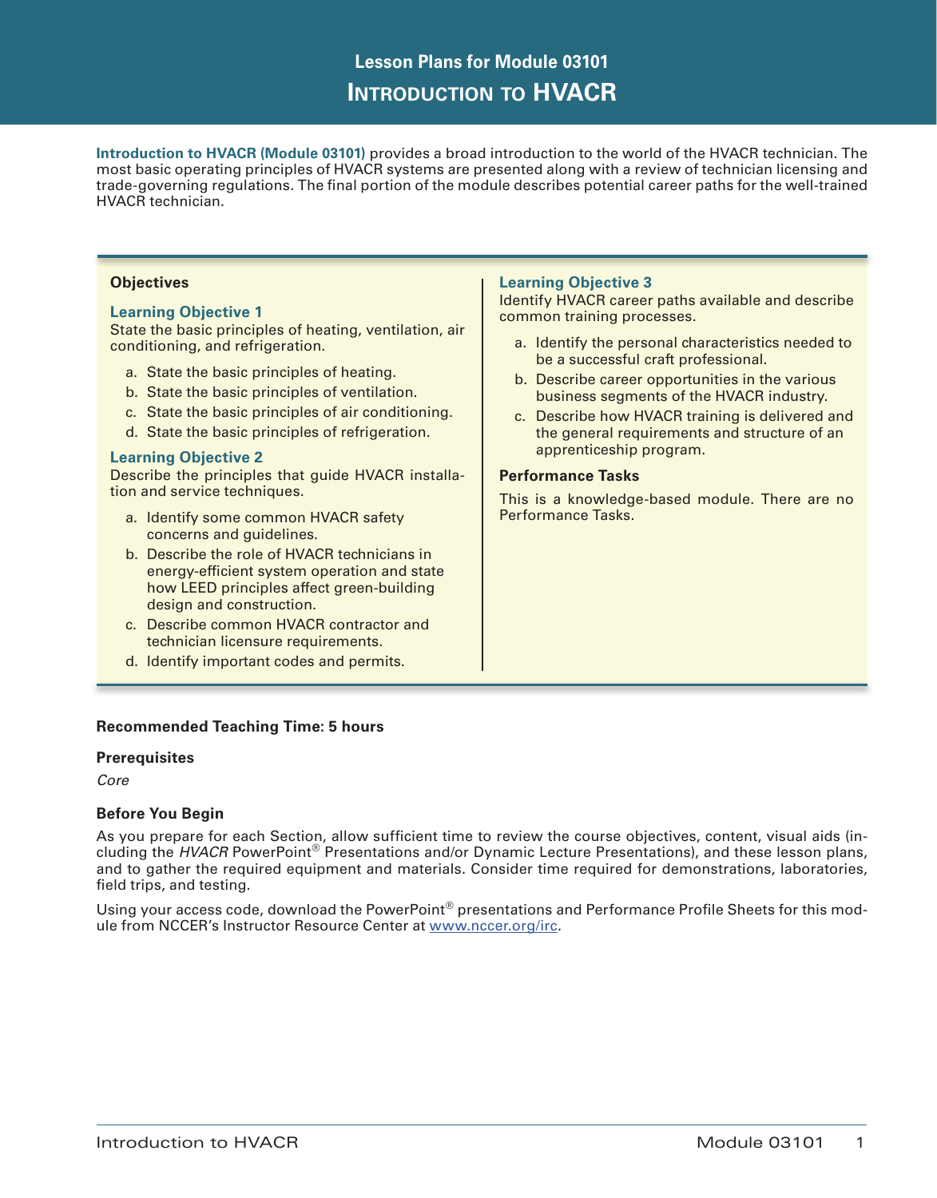# Lesson Plans for Module 03101

# Introduction to HVACR

**Introduction to HVACR (Module 03101)** provides a broad introduction to the world of the HVACR technician. The most basic operating principles of HVACR systems are presented along with a review of technician licensing and trade-governing regulations. The final portion of the module describes potential career paths for the well-trained HVACR technician.

### Objectives

**Learning Objective 1**

State the basic principles of heating, ventilation, air conditioning, and refrigeration.

a. State the basic principles of heating.
b. State the basic principles of ventilation.
c. State the basic principles of air conditioning.
d. State the basic principles of refrigeration.

**Learning Objective 2**

Describe the principles that guide HVACR installation and service techniques.

a. Identify some common HVACR safety concerns and guidelines.
b. Describe the role of HVACR technicians in energy-efficient system operation and state how LEED principles affect green-building design and construction.
c. Describe common HVACR contractor and technician licensure requirements.
d. Identify important codes and permits.

**Learning Objective 3**

Identify HVACR career paths available and describe common training processes.

a. Identify the personal characteristics needed to be a successful craft professional.
b. Describe career opportunities in the various business segments of the HVACR industry.
c. Describe how HVACR training is delivered and the general requirements and structure of an apprenticeship program.

### Performance Tasks

This is a knowledge-based module. There are no Performance Tasks.

**Recommended Teaching Time: 5 hours**

**Prerequisites**

*Core*

**Before You Begin**

As you prepare for each Section, allow sufficient time to review the course objectives, content, visual aids (including the *HVACR* PowerPoint® Presentations and/or Dynamic Lecture Presentations), and these lesson plans, and to gather the required equipment and materials. Consider time required for demonstrations, laboratories, field trips, and testing.

Using your access code, download the PowerPoint® presentations and Performance Profile Sheets for this module from NCCER's Instructor Resource Center at www.nccer.org/irc.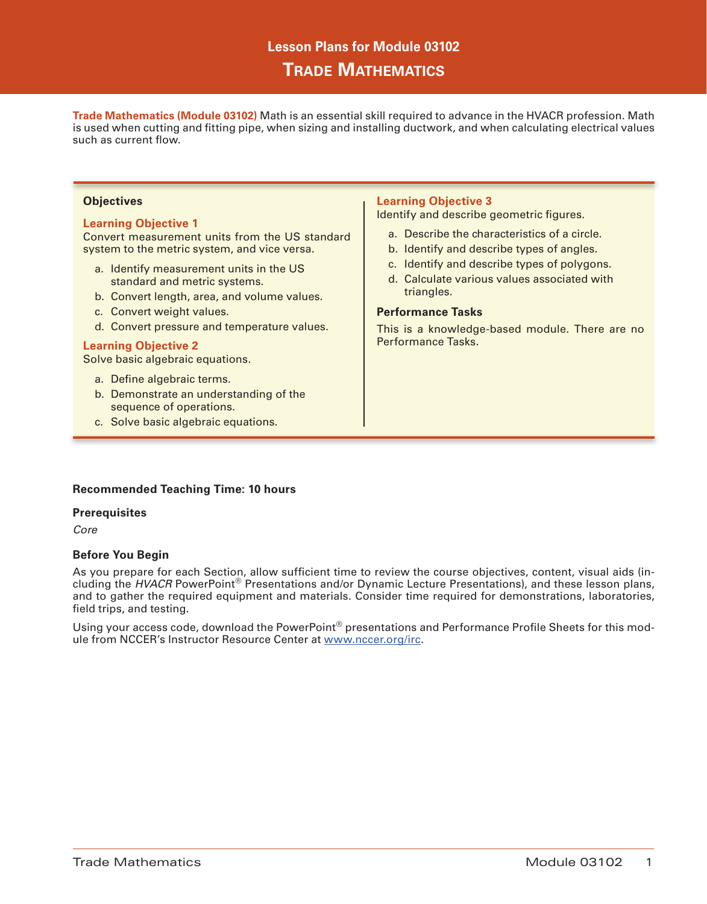# Lesson Plans for Module 03102

## Trade Mathematics

**Trade Mathematics (Module 03102)** Math is an essential skill required to advance in the HVACR profession. Math is used when cutting and fitting pipe, when sizing and installing ductwork, and when calculating electrical values such as current flow.

### Objectives

**Learning Objective 1**

Convert measurement units from the US standard system to the metric system, and vice versa.

a. Identify measurement units in the US standard and metric systems.
b. Convert length, area, and volume values.
c. Convert weight values.
d. Convert pressure and temperature values.

**Learning Objective 2**

Solve basic algebraic equations.

a. Define algebraic terms.
b. Demonstrate an understanding of the sequence of operations.
c. Solve basic algebraic equations.

**Learning Objective 3**

Identify and describe geometric figures.

a. Describe the characteristics of a circle.
b. Identify and describe types of angles.
c. Identify and describe types of polygons.
d. Calculate various values associated with triangles.

### Performance Tasks

This is a knowledge-based module. There are no Performance Tasks.

**Recommended Teaching Time: 10 hours**

**Prerequisites**

*Core*

**Before You Begin**

As you prepare for each Section, allow sufficient time to review the course objectives, content, visual aids (including the *HVACR* PowerPoint® Presentations and/or Dynamic Lecture Presentations), and these lesson plans, and to gather the required equipment and materials. Consider time required for demonstrations, laboratories, field trips, and testing.

Using your access code, download the PowerPoint® presentations and Performance Profile Sheets for this module from NCCER's Instructor Resource Center at www.nccer.org/irc.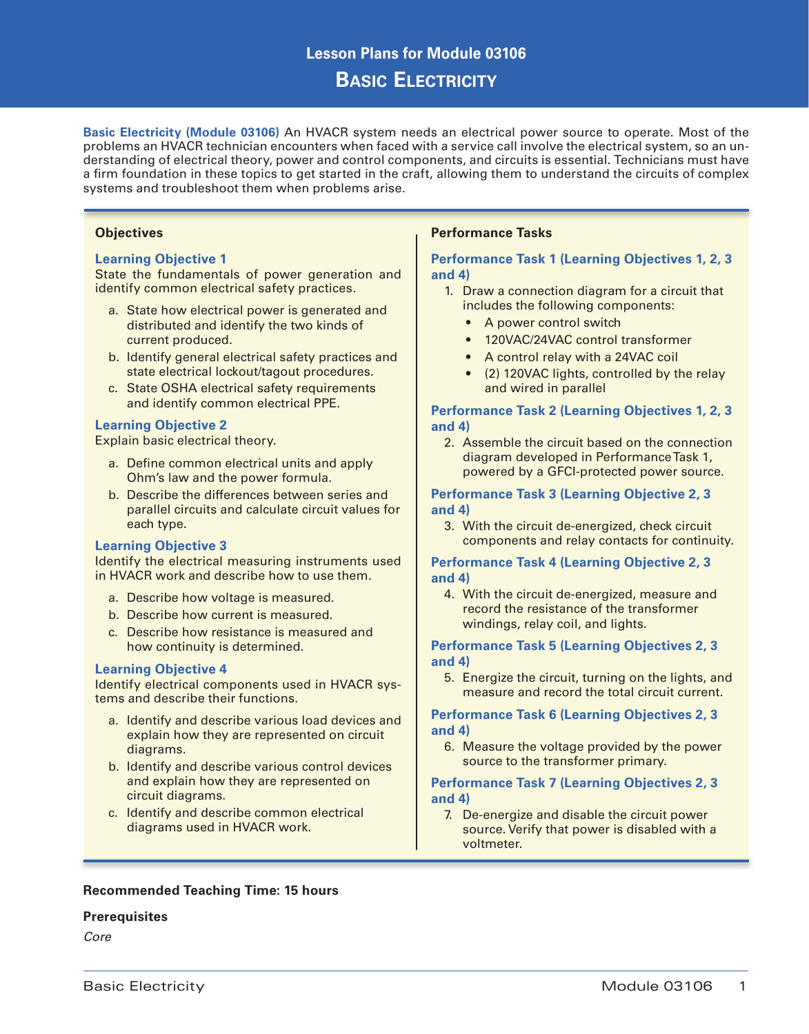# Lesson Plans for Module 03106

## Basic Electricity

**Basic Electricity (Module 03106)** An HVACR system needs an electrical power source to operate. Most of the problems an HVACR technician encounters when faced with a service call involve the electrical system, so an understanding of electrical theory, power and control components, and circuits is essential. Technicians must have a firm foundation in these topics to get started in the craft, allowing them to understand the circuits of complex systems and troubleshoot them when problems arise.

### Objectives

**Learning Objective 1**
State the fundamentals of power generation and identify common electrical safety practices.

a. State how electrical power is generated and distributed and identify the two kinds of current produced.
b. Identify general electrical safety practices and state electrical lockout/tagout procedures.
c. State OSHA electrical safety requirements and identify common electrical PPE.

**Learning Objective 2**
Explain basic electrical theory.

a. Define common electrical units and apply Ohm's law and the power formula.
b. Describe the differences between series and parallel circuits and calculate circuit values for each type.

**Learning Objective 3**
Identify the electrical measuring instruments used in HVACR work and describe how to use them.

a. Describe how voltage is measured.
b. Describe how current is measured.
c. Describe how resistance is measured and how continuity is determined.

**Learning Objective 4**
Identify electrical components used in HVACR systems and describe their functions.

a. Identify and describe various load devices and explain how they are represented on circuit diagrams.
b. Identify and describe various control devices and explain how they are represented on circuit diagrams.
c. Identify and describe common electrical diagrams used in HVACR work.

### Performance Tasks

**Performance Task 1 (Learning Objectives 1, 2, 3 and 4)**

1. Draw a connection diagram for a circuit that includes the following components:
   - A power control switch
   - 120VAC/24VAC control transformer
   - A control relay with a 24VAC coil
   - (2) 120VAC lights, controlled by the relay and wired in parallel

**Performance Task 2 (Learning Objectives 1, 2, 3 and 4)**

2. Assemble the circuit based on the connection diagram developed in Performance Task 1, powered by a GFCI-protected power source.

**Performance Task 3 (Learning Objective 2, 3 and 4)**

3. With the circuit de-energized, check circuit components and relay contacts for continuity.

**Performance Task 4 (Learning Objective 2, 3 and 4)**

4. With the circuit de-energized, measure and record the resistance of the transformer windings, relay coil, and lights.

**Performance Task 5 (Learning Objectives 2, 3 and 4)**

5. Energize the circuit, turning on the lights, and measure and record the total circuit current.

**Performance Task 6 (Learning Objectives 2, 3 and 4)**

6. Measure the voltage provided by the power source to the transformer primary.

**Performance Task 7 (Learning Objectives 2, 3 and 4)**

7. De-energize and disable the circuit power source. Verify that power is disabled with a voltmeter.

**Recommended Teaching Time: 15 hours**

**Prerequisites**

*Core*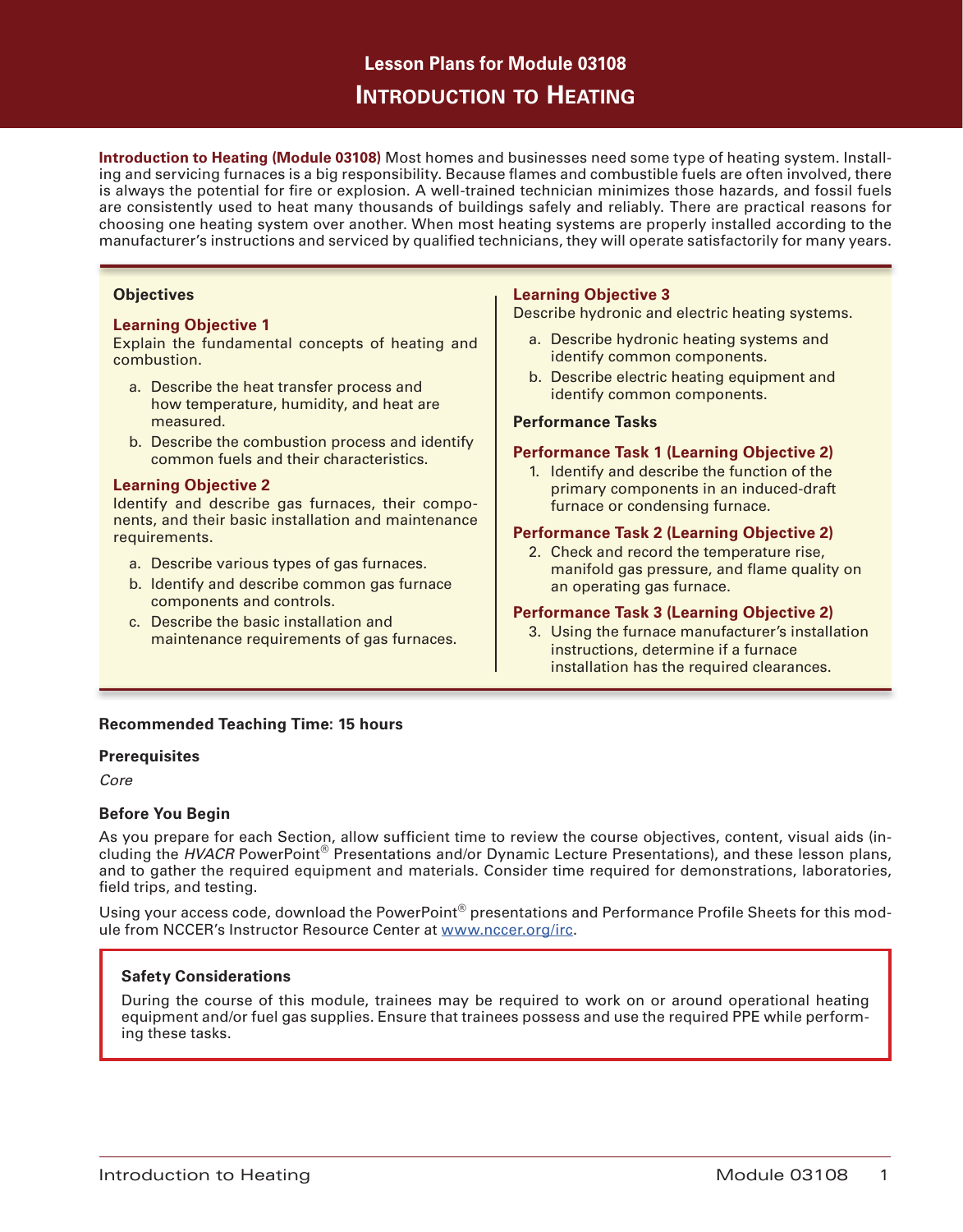# Lesson Plans for Module 03108

# Introduction to Heating

**Introduction to Heating (Module 03108)** Most homes and businesses need some type of heating system. Installing and servicing furnaces is a big responsibility. Because flames and combustible fuels are often involved, there is always the potential for fire or explosion. A well-trained technician minimizes those hazards, and fossil fuels are consistently used to heat many thousands of buildings safely and reliably. There are practical reasons for choosing one heating system over another. When most heating systems are properly installed according to the manufacturer's instructions and serviced by qualified technicians, they will operate satisfactorily for many years.

## Objectives

### Learning Objective 1

Explain the fundamental concepts of heating and combustion.

a. Describe the heat transfer process and how temperature, humidity, and heat are measured.
b. Describe the combustion process and identify common fuels and their characteristics.

### Learning Objective 2

Identify and describe gas furnaces, their components, and their basic installation and maintenance requirements.

a. Describe various types of gas furnaces.
b. Identify and describe common gas furnace components and controls.
c. Describe the basic installation and maintenance requirements of gas furnaces.

### Learning Objective 3

Describe hydronic and electric heating systems.

a. Describe hydronic heating systems and identify common components.
b. Describe electric heating equipment and identify common components.

## Performance Tasks

### Performance Task 1 (Learning Objective 2)

1. Identify and describe the function of the primary components in an induced-draft furnace or condensing furnace.

### Performance Task 2 (Learning Objective 2)

2. Check and record the temperature rise, manifold gas pressure, and flame quality on an operating gas furnace.

### Performance Task 3 (Learning Objective 2)

3. Using the furnace manufacturer's installation instructions, determine if a furnace installation has the required clearances.

**Recommended Teaching Time: 15 hours**

**Prerequisites**

*Core*

**Before You Begin**

As you prepare for each Section, allow sufficient time to review the course objectives, content, visual aids (including the *HVACR* PowerPoint® Presentations and/or Dynamic Lecture Presentations), and these lesson plans, and to gather the required equipment and materials. Consider time required for demonstrations, laboratories, field trips, and testing.

Using your access code, download the PowerPoint® presentations and Performance Profile Sheets for this module from NCCER's Instructor Resource Center at www.nccer.org/irc.

**Safety Considerations**

During the course of this module, trainees may be required to work on or around operational heating equipment and/or fuel gas supplies. Ensure that trainees possess and use the required PPE while performing these tasks.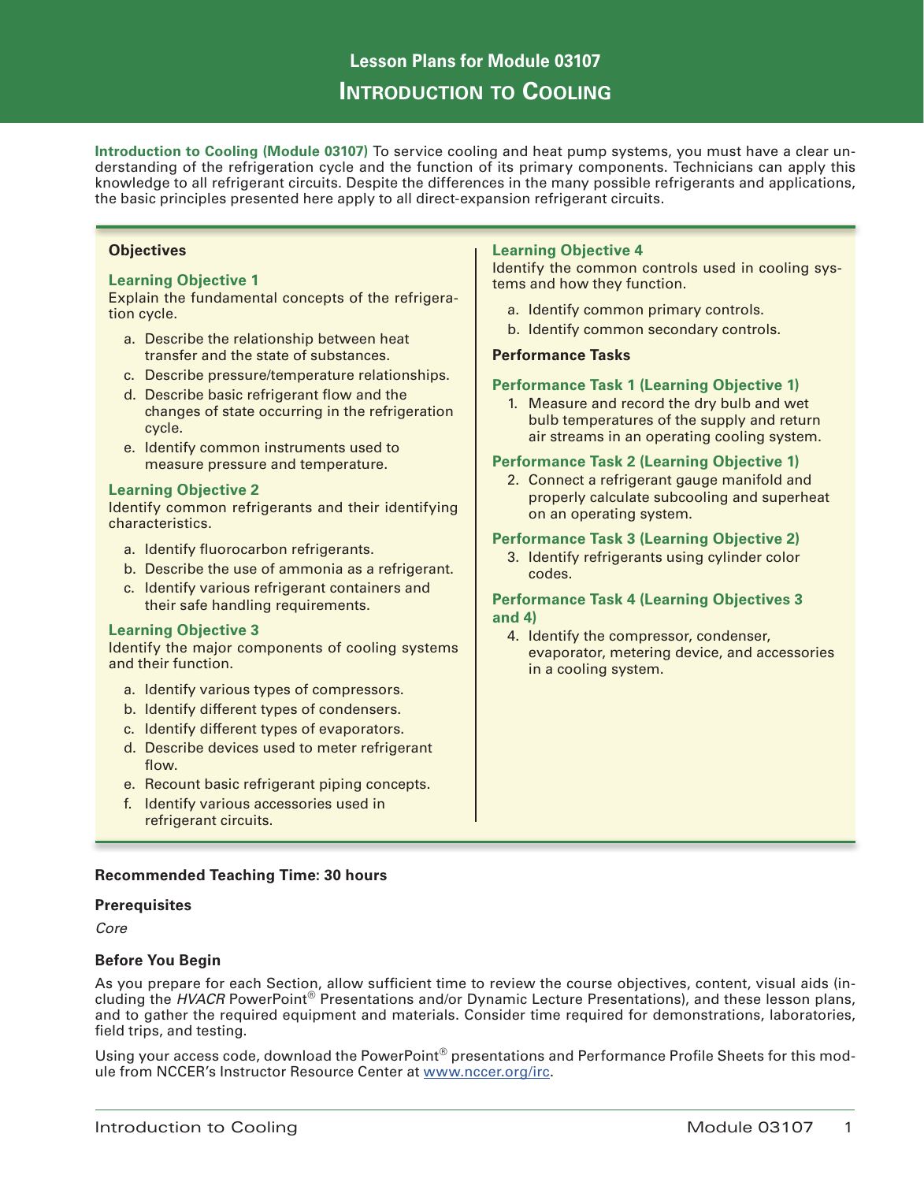# Lesson Plans for Module 03107

# Introduction to Cooling

**Introduction to Cooling (Module 03107)** To service cooling and heat pump systems, you must have a clear understanding of the refrigeration cycle and the function of its primary components. Technicians can apply this knowledge to all refrigerant circuits. Despite the differences in the many possible refrigerants and applications, the basic principles presented here apply to all direct-expansion refrigerant circuits.

### Objectives

**Learning Objective 1**

Explain the fundamental concepts of the refrigeration cycle.

a. Describe the relationship between heat transfer and the state of substances.
c. Describe pressure/temperature relationships.
d. Describe basic refrigerant flow and the changes of state occurring in the refrigeration cycle.
e. Identify common instruments used to measure pressure and temperature.

**Learning Objective 2**

Identify common refrigerants and their identifying characteristics.

a. Identify fluorocarbon refrigerants.
b. Describe the use of ammonia as a refrigerant.
c. Identify various refrigerant containers and their safe handling requirements.

**Learning Objective 3**

Identify the major components of cooling systems and their function.

a. Identify various types of compressors.
b. Identify different types of condensers.
c. Identify different types of evaporators.
d. Describe devices used to meter refrigerant flow.
e. Recount basic refrigerant piping concepts.
f. Identify various accessories used in refrigerant circuits.

**Learning Objective 4**

Identify the common controls used in cooling systems and how they function.

a. Identify common primary controls.
b. Identify common secondary controls.

### Performance Tasks

**Performance Task 1 (Learning Objective 1)**

1. Measure and record the dry bulb and wet bulb temperatures of the supply and return air streams in an operating cooling system.

**Performance Task 2 (Learning Objective 1)**

2. Connect a refrigerant gauge manifold and properly calculate subcooling and superheat on an operating system.

**Performance Task 3 (Learning Objective 2)**

3. Identify refrigerants using cylinder color codes.

**Performance Task 4 (Learning Objectives 3 and 4)**

4. Identify the compressor, condenser, evaporator, metering device, and accessories in a cooling system.

**Recommended Teaching Time: 30 hours**

**Prerequisites**

*Core*

**Before You Begin**

As you prepare for each Section, allow sufficient time to review the course objectives, content, visual aids (including the *HVACR* PowerPoint® Presentations and/or Dynamic Lecture Presentations), and these lesson plans, and to gather the required equipment and materials. Consider time required for demonstrations, laboratories, field trips, and testing.

Using your access code, download the PowerPoint® presentations and Performance Profile Sheets for this module from NCCER's Instructor Resource Center at www.nccer.org/irc.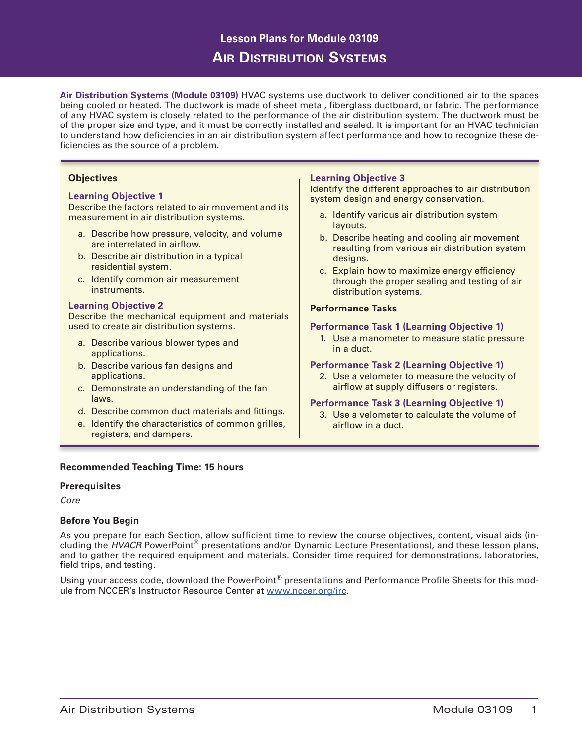# Lesson Plans for Module 03109
## Air Distribution Systems

**Air Distribution Systems (Module 03109)** HVAC systems use ductwork to deliver conditioned air to the spaces being cooled or heated. The ductwork is made of sheet metal, fiberglass ductboard, or fabric. The performance of any HVAC system is closely related to the performance of the air distribution system. The ductwork must be of the proper size and type, and it must be correctly installed and sealed. It is important for an HVAC technician to understand how deficiencies in an air distribution system affect performance and how to recognize these deficiencies as the source of a problem.

### Objectives

**Learning Objective 1**
Describe the factors related to air movement and its measurement in air distribution systems.

a. Describe how pressure, velocity, and volume are interrelated in airflow.
b. Describe air distribution in a typical residential system.
c. Identify common air measurement instruments.

**Learning Objective 2**
Describe the mechanical equipment and materials used to create air distribution systems.

a. Describe various blower types and applications.
b. Describe various fan designs and applications.
c. Demonstrate an understanding of the fan laws.
d. Describe common duct materials and fittings.
e. Identify the characteristics of common grilles, registers, and dampers.

**Learning Objective 3**
Identify the different approaches to air distribution system design and energy conservation.

a. Identify various air distribution system layouts.
b. Describe heating and cooling air movement resulting from various air distribution system designs.
c. Explain how to maximize energy efficiency through the proper sealing and testing of air distribution systems.

### Performance Tasks

**Performance Task 1 (Learning Objective 1)**

1. Use a manometer to measure static pressure in a duct.

**Performance Task 2 (Learning Objective 1)**

2. Use a velometer to measure the velocity of airflow at supply diffusers or registers.

**Performance Task 3 (Learning Objective 1)**

3. Use a velometer to calculate the volume of airflow in a duct.

**Recommended Teaching Time: 15 hours**

**Prerequisites**

*Core*

**Before You Begin**

As you prepare for each Section, allow sufficient time to review the course objectives, content, visual aids (including the *HVACR* PowerPoint® presentations and/or Dynamic Lecture Presentations), and these lesson plans, and to gather the required equipment and materials. Consider time required for demonstrations, laboratories, field trips, and testing.

Using your access code, download the PowerPoint® presentations and Performance Profile Sheets for this module from NCCER's Instructor Resource Center at www.nccer.org/irc.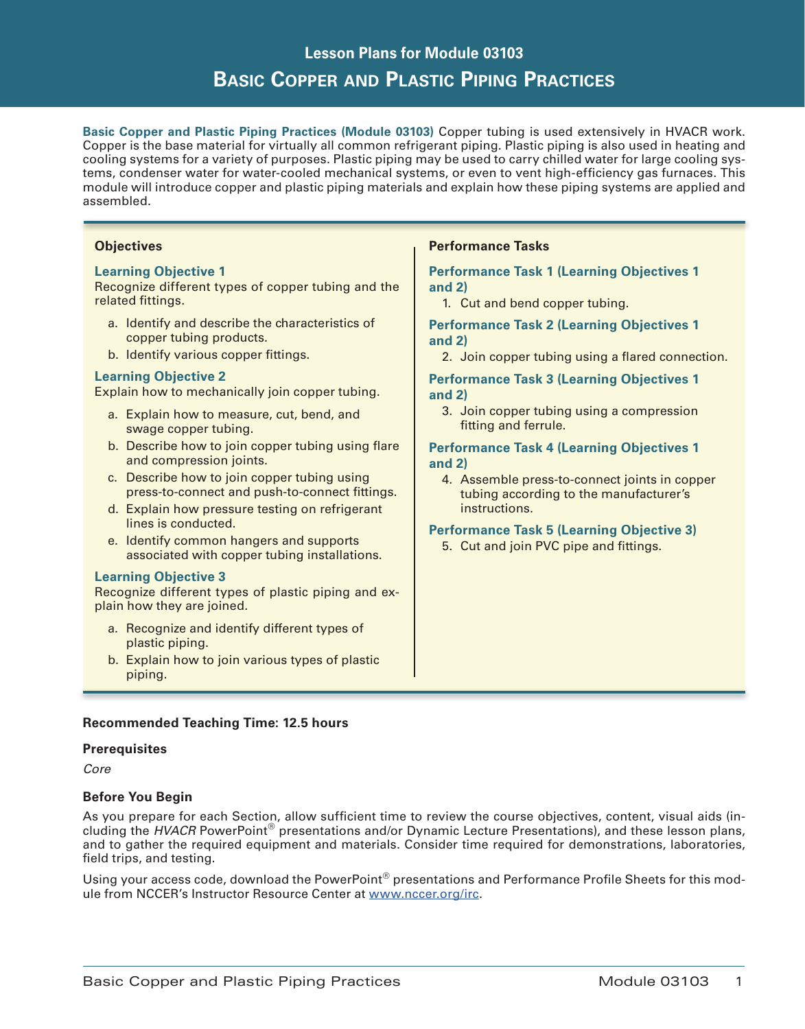# Lesson Plans for Module 03103

# Basic Copper and Plastic Piping Practices

**Basic Copper and Plastic Piping Practices (Module 03103)** Copper tubing is used extensively in HVACR work. Copper is the base material for virtually all common refrigerant piping. Plastic piping is also used in heating and cooling systems for a variety of purposes. Plastic piping may be used to carry chilled water for large cooling systems, condenser water for water-cooled mechanical systems, or even to vent high-efficiency gas furnaces. This module will introduce copper and plastic piping materials and explain how these piping systems are applied and assembled.

### Objectives

**Learning Objective 1**
Recognize different types of copper tubing and the related fittings.

a. Identify and describe the characteristics of copper tubing products.
b. Identify various copper fittings.

**Learning Objective 2**
Explain how to mechanically join copper tubing.

a. Explain how to measure, cut, bend, and swage copper tubing.
b. Describe how to join copper tubing using flare and compression joints.
c. Describe how to join copper tubing using press-to-connect and push-to-connect fittings.
d. Explain how pressure testing on refrigerant lines is conducted.
e. Identify common hangers and supports associated with copper tubing installations.

**Learning Objective 3**
Recognize different types of plastic piping and explain how they are joined.

a. Recognize and identify different types of plastic piping.
b. Explain how to join various types of plastic piping.

### Performance Tasks

**Performance Task 1 (Learning Objectives 1 and 2)**

1. Cut and bend copper tubing.

**Performance Task 2 (Learning Objectives 1 and 2)**

2. Join copper tubing using a flared connection.

**Performance Task 3 (Learning Objectives 1 and 2)**

3. Join copper tubing using a compression fitting and ferrule.

**Performance Task 4 (Learning Objectives 1 and 2)**

4. Assemble press-to-connect joints in copper tubing according to the manufacturer's instructions.

**Performance Task 5 (Learning Objective 3)**

5. Cut and join PVC pipe and fittings.

**Recommended Teaching Time: 12.5 hours**

**Prerequisites**

*Core*

**Before You Begin**

As you prepare for each Section, allow sufficient time to review the course objectives, content, visual aids (including the *HVACR* PowerPoint® presentations and/or Dynamic Lecture Presentations), and these lesson plans, and to gather the required equipment and materials. Consider time required for demonstrations, laboratories, field trips, and testing.

Using your access code, download the PowerPoint® presentations and Performance Profile Sheets for this module from NCCER's Instructor Resource Center at www.nccer.org/irc.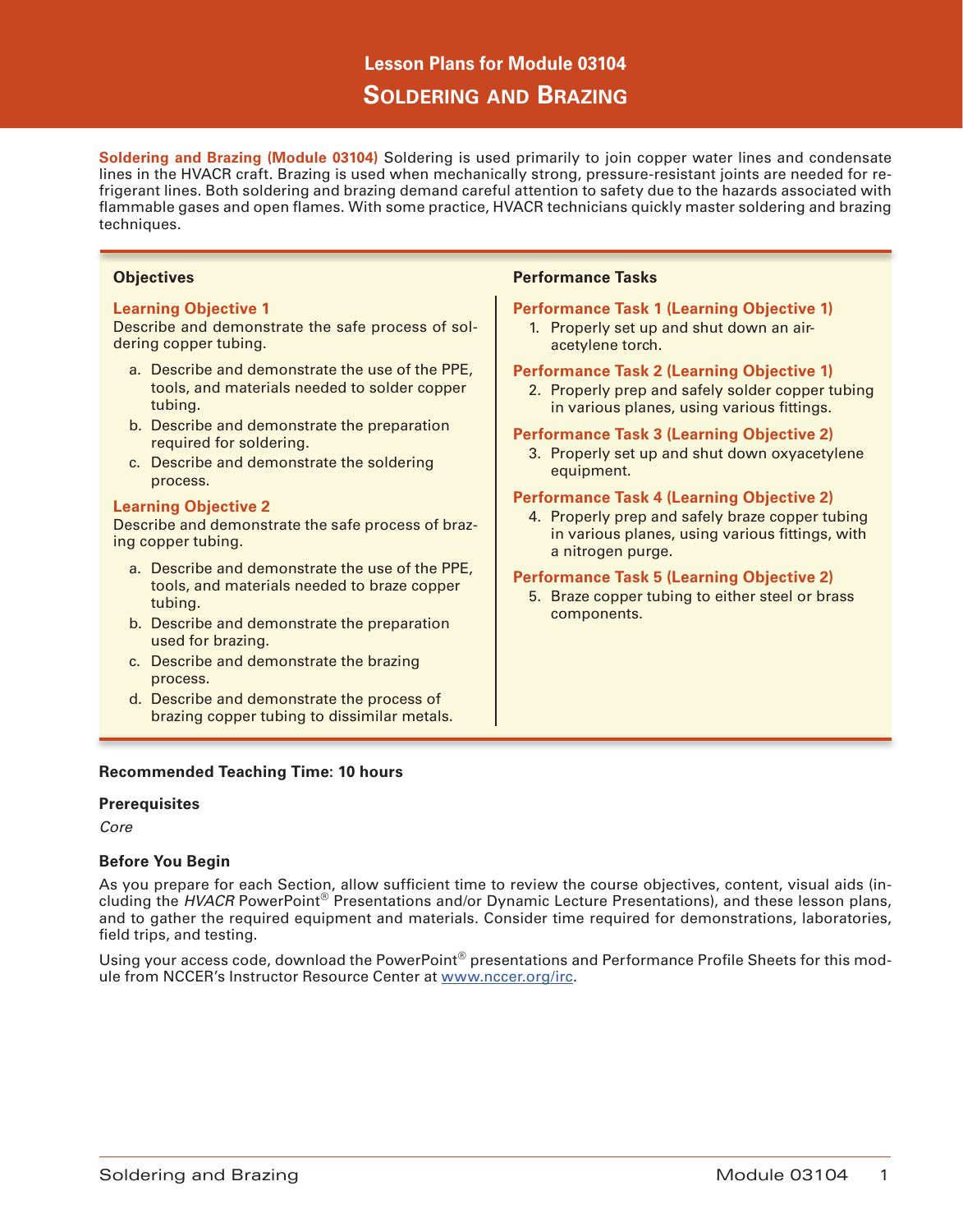# Lesson Plans for Module 03104

# Soldering and Brazing

**Soldering and Brazing (Module 03104)** Soldering is used primarily to join copper water lines and condensate lines in the HVACR craft. Brazing is used when mechanically strong, pressure-resistant joints are needed for refrigerant lines. Both soldering and brazing demand careful attention to safety due to the hazards associated with flammable gases and open flames. With some practice, HVACR technicians quickly master soldering and brazing techniques.

## Objectives

**Learning Objective 1**

Describe and demonstrate the safe process of soldering copper tubing.

- a. Describe and demonstrate the use of the PPE, tools, and materials needed to solder copper tubing.
- b. Describe and demonstrate the preparation required for soldering.
- c. Describe and demonstrate the soldering process.

**Learning Objective 2**

Describe and demonstrate the safe process of brazing copper tubing.

- a. Describe and demonstrate the use of the PPE, tools, and materials needed to braze copper tubing.
- b. Describe and demonstrate the preparation used for brazing.
- c. Describe and demonstrate the brazing process.
- d. Describe and demonstrate the process of brazing copper tubing to dissimilar metals.

## Performance Tasks

**Performance Task 1 (Learning Objective 1)**

1. Properly set up and shut down an air-acetylene torch.

**Performance Task 2 (Learning Objective 1)**

2. Properly prep and safely solder copper tubing in various planes, using various fittings.

**Performance Task 3 (Learning Objective 2)**

3. Properly set up and shut down oxyacetylene equipment.

**Performance Task 4 (Learning Objective 2)**

4. Properly prep and safely braze copper tubing in various planes, using various fittings, with a nitrogen purge.

**Performance Task 5 (Learning Objective 2)**

5. Braze copper tubing to either steel or brass components.

**Recommended Teaching Time: 10 hours**

**Prerequisites**

*Core*

**Before You Begin**

As you prepare for each Section, allow sufficient time to review the course objectives, content, visual aids (including the *HVACR* PowerPoint® Presentations and/or Dynamic Lecture Presentations), and these lesson plans, and to gather the required equipment and materials. Consider time required for demonstrations, laboratories, field trips, and testing.

Using your access code, download the PowerPoint® presentations and Performance Profile Sheets for this module from NCCER's Instructor Resource Center at www.nccer.org/irc.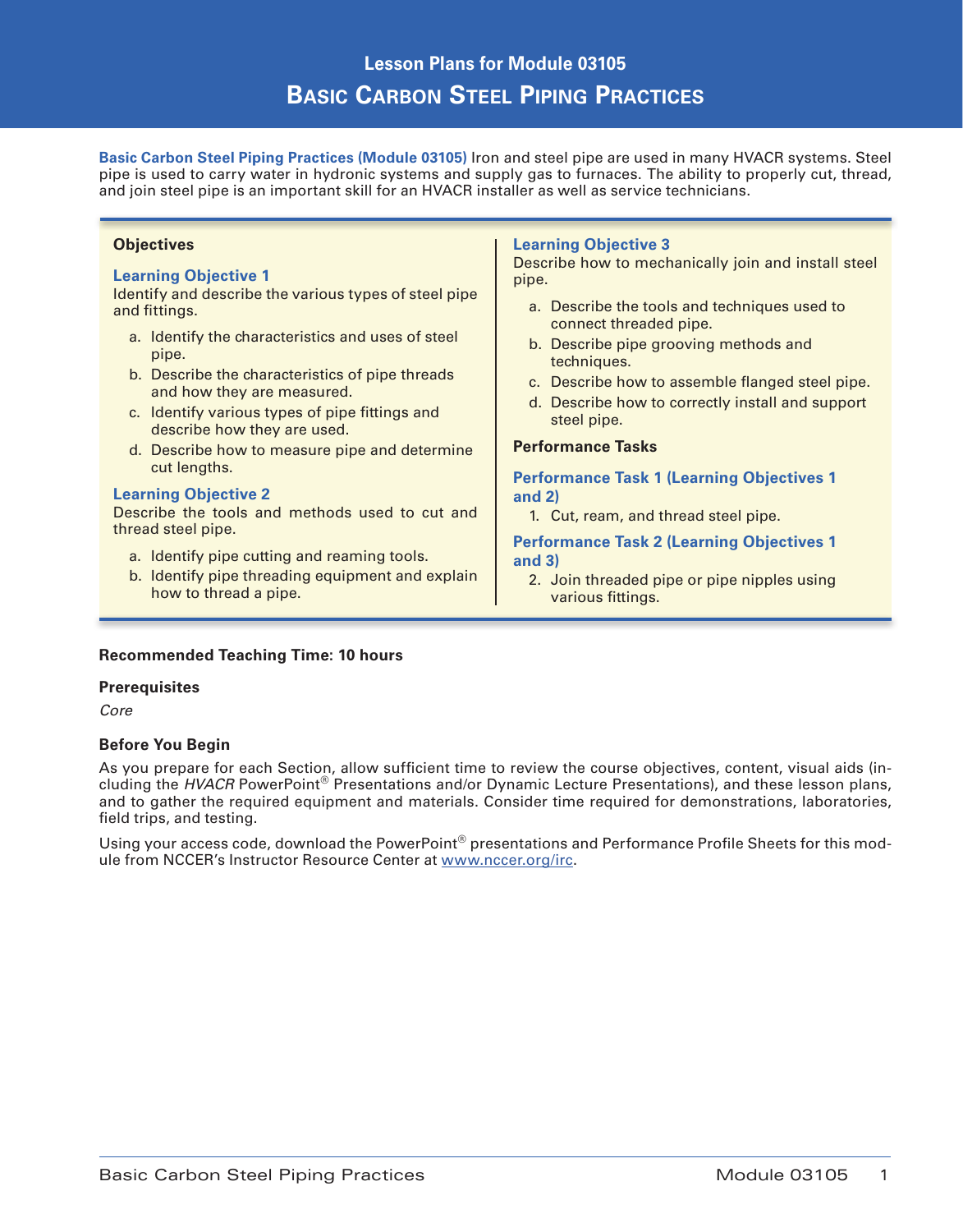# Lesson Plans for Module 03105

## Basic Carbon Steel Piping Practices

**Basic Carbon Steel Piping Practices (Module 03105)** Iron and steel pipe are used in many HVACR systems. Steel pipe is used to carry water in hydronic systems and supply gas to furnaces. The ability to properly cut, thread, and join steel pipe is an important skill for an HVACR installer as well as service technicians.

### Objectives

**Learning Objective 1**
Identify and describe the various types of steel pipe and fittings.

a. Identify the characteristics and uses of steel pipe.
b. Describe the characteristics of pipe threads and how they are measured.
c. Identify various types of pipe fittings and describe how they are used.
d. Describe how to measure pipe and determine cut lengths.

**Learning Objective 2**
Describe the tools and methods used to cut and thread steel pipe.

a. Identify pipe cutting and reaming tools.
b. Identify pipe threading equipment and explain how to thread a pipe.

**Learning Objective 3**
Describe how to mechanically join and install steel pipe.

a. Describe the tools and techniques used to connect threaded pipe.
b. Describe pipe grooving methods and techniques.
c. Describe how to assemble flanged steel pipe.
d. Describe how to correctly install and support steel pipe.

### Performance Tasks

**Performance Task 1 (Learning Objectives 1 and 2)**

1. Cut, ream, and thread steel pipe.

**Performance Task 2 (Learning Objectives 1 and 3)**

2. Join threaded pipe or pipe nipples using various fittings.

**Recommended Teaching Time: 10 hours**

**Prerequisites**

*Core*

**Before You Begin**

As you prepare for each Section, allow sufficient time to review the course objectives, content, visual aids (including the *HVACR* PowerPoint® Presentations and/or Dynamic Lecture Presentations), and these lesson plans, and to gather the required equipment and materials. Consider time required for demonstrations, laboratories, field trips, and testing.

Using your access code, download the PowerPoint® presentations and Performance Profile Sheets for this module from NCCER's Instructor Resource Center at www.nccer.org/irc.